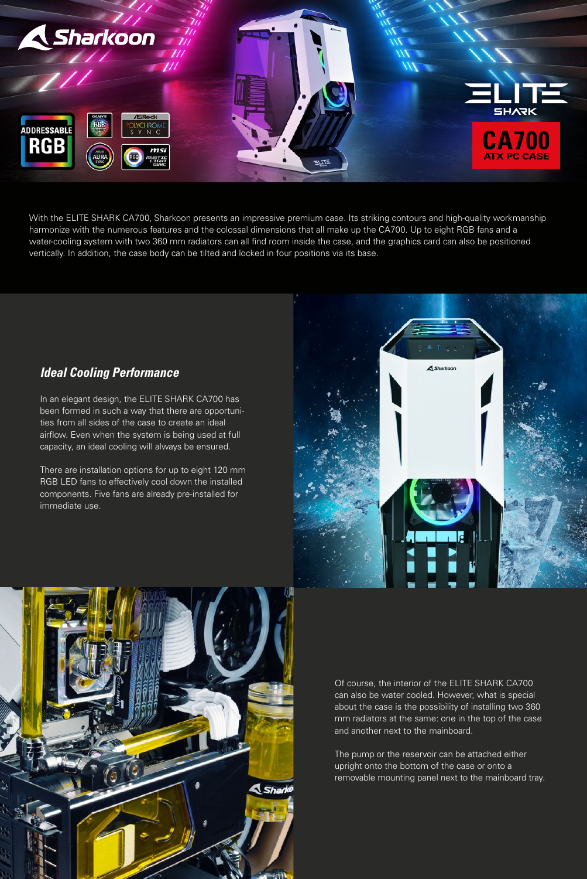With the ELITE SHARK CA700, Sharkoon presents an impressive premium case. Its striking contours and high-quality workmanship harmonize with the numerous features and the colossal dimensions that all make up the CA700. Up to eight RGB fans and a water-cooling system with two 360 mm radiators can all find room inside the case, and the graphics card can also be positioned vertically. In addition, the case body can be tilted and locked in four positions via its base.

## *Ideal Cooling Performance*

In an elegant design, the ELITE SHARK CA700 has been formed in such a way that there are opportunities from all sides of the case to create an ideal airflow. Even when the system is being used at full capacity, an ideal cooling will always be ensured.

There are installation options for up to eight 120 mm RGB LED fans to effectively cool down the installed components. Five fans are already pre-installed for immediate use.

Of course, the interior of the ELITE SHARK CA700 can also be water cooled. However, what is special about the case is the possibility of installing two 360 mm radiators at the same: one in the top of the case and another next to the mainboard.

The pump or the reservoir can be attached either upright onto the bottom of the case or onto a removable mounting panel next to the mainboard tray.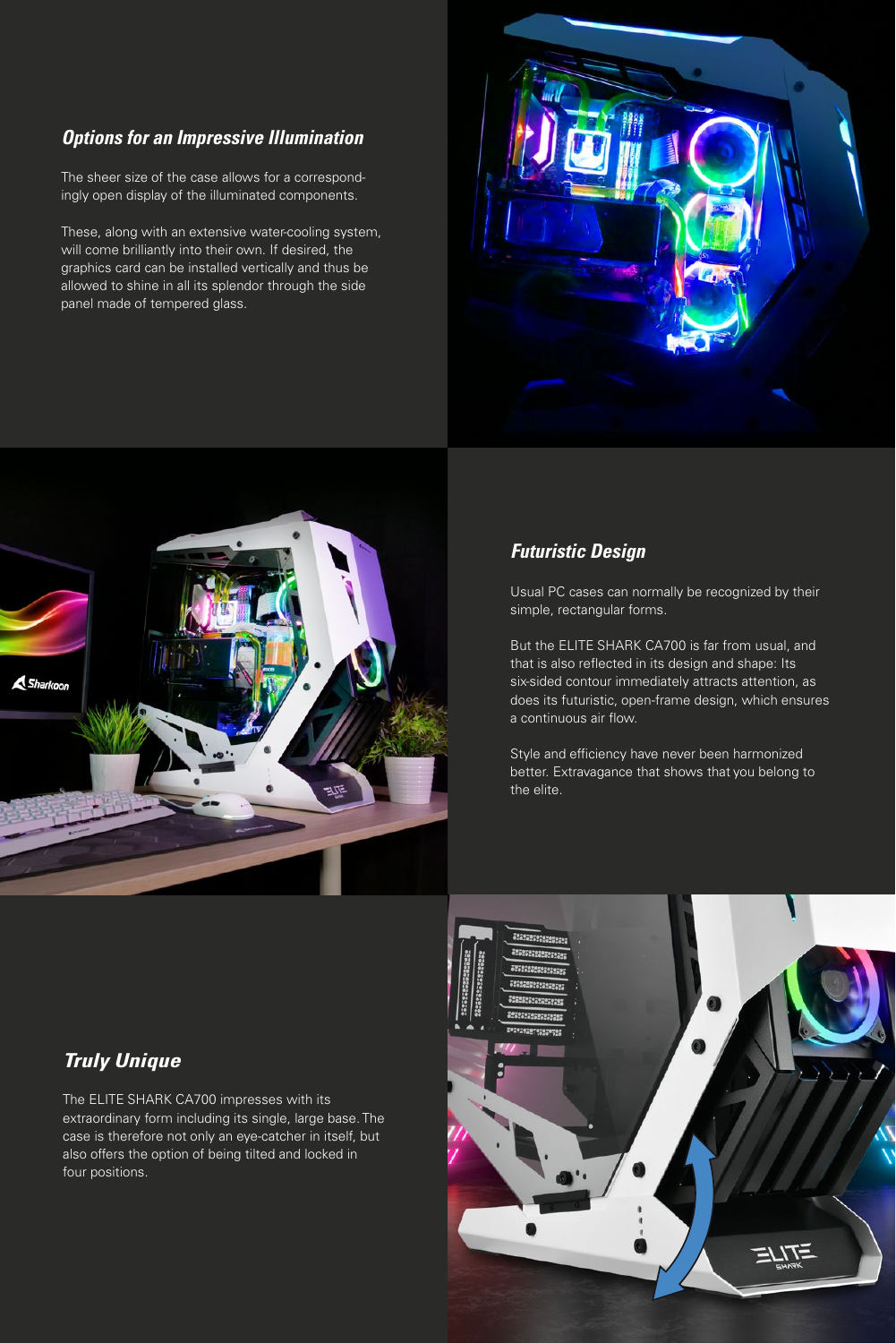## *Options for an Impressive Illumination*

The sheer size of the case allows for a correspondingly open display of the illuminated components.

These, along with an extensive water-cooling system, will come brilliantly into their own. If desired, the graphics card can be installed vertically and thus be allowed to shine in all its splendor through the side panel made of tempered glass.

## *Futuristic Design*

Usual PC cases can normally be recognized by their simple, rectangular forms.

But the ELITE SHARK CA700 is far from usual, and that is also reflected in its design and shape: Its six-sided contour immediately attracts attention, as does its futuristic, open-frame design, which ensures a continuous air flow.

Style and efficiency have never been harmonized better. Extravagance that shows that you belong to the elite.

## *Truly Unique*

The ELITE SHARK CA700 impresses with its extraordinary form including its single, large base. The case is therefore not only an eye-catcher in itself, but also offers the option of being tilted and locked in four positions.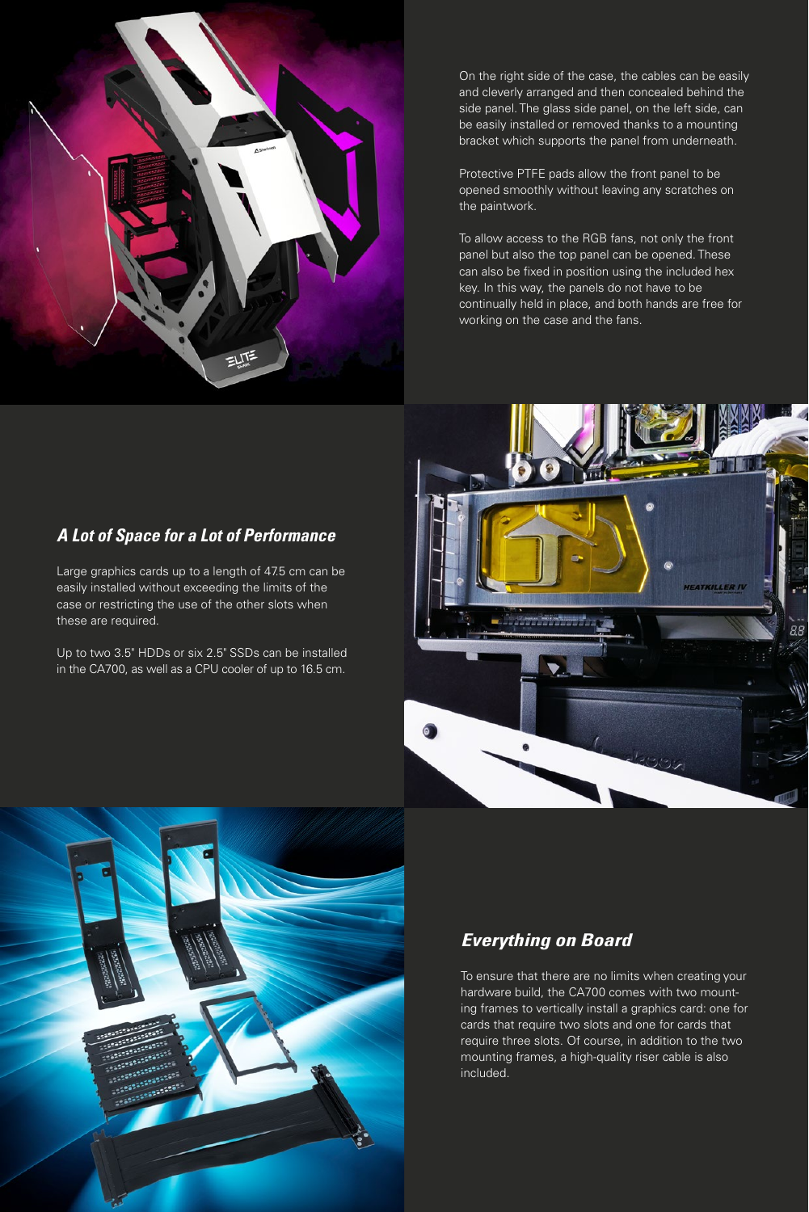On the right side of the case, the cables can be easily and cleverly arranged and then concealed behind the side panel. The glass side panel, on the left side, can be easily installed or removed thanks to a mounting bracket which supports the panel from underneath.

Protective PTFE pads allow the front panel to be opened smoothly without leaving any scratches on the paintwork.

To allow access to the RGB fans, not only the front panel but also the top panel can be opened. These can also be fixed in position using the included hex key. In this way, the panels do not have to be continually held in place, and both hands are free for working on the case and the fans.

## *A Lot of Space for a Lot of Performance*

Large graphics cards up to a length of 47.5 cm can be easily installed without exceeding the limits of the case or restricting the use of the other slots when these are required.

Up to two 3.5" HDDs or six 2.5" SSDs can be installed in the CA700, as well as a CPU cooler of up to 16.5 cm.

## *Everything on Board*

To ensure that there are no limits when creating your hardware build, the CA700 comes with two mounting frames to vertically install a graphics card: one for cards that require two slots and one for cards that require three slots. Of course, in addition to the two mounting frames, a high-quality riser cable is also included.